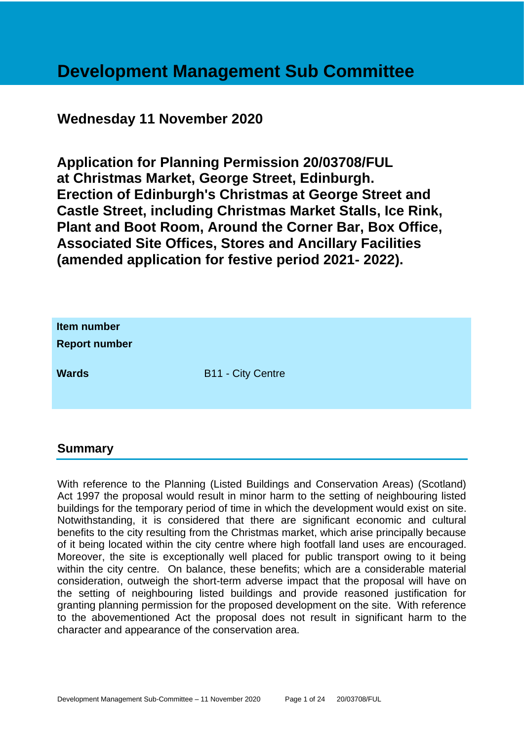# Development Management Sub Committee

## Wednesday 11 November 2020

## Application for Planning Permission 20/03708/FUL at Christmas Market, George Street, Edinburgh. Erection of Edinburgh's Christmas at George Street and Castle Street, including Christmas Market Stalls, Ice Rink, Plant and Boot Room, Around the Corner Bar, Box Office, Associated Site Offices, Stores and Ancillary Facilities (amended application for festive period 2021- 2022).

| | |
|---|---|
| **Item number** | |
| **Report number** | |
| **Wards** | B11 - City Centre |

## Summary

With reference to the Planning (Listed Buildings and Conservation Areas) (Scotland) Act 1997 the proposal would result in minor harm to the setting of neighbouring listed buildings for the temporary period of time in which the development would exist on site. Notwithstanding, it is considered that there are significant economic and cultural benefits to the city resulting from the Christmas market, which arise principally because of it being located within the city centre where high footfall land uses are encouraged. Moreover, the site is exceptionally well placed for public transport owing to it being within the city centre. On balance, these benefits; which are a considerable material consideration, outweigh the short-term adverse impact that the proposal will have on the setting of neighbouring listed buildings and provide reasoned justification for granting planning permission for the proposed development on the site. With reference to the abovementioned Act the proposal does not result in significant harm to the character and appearance of the conservation area.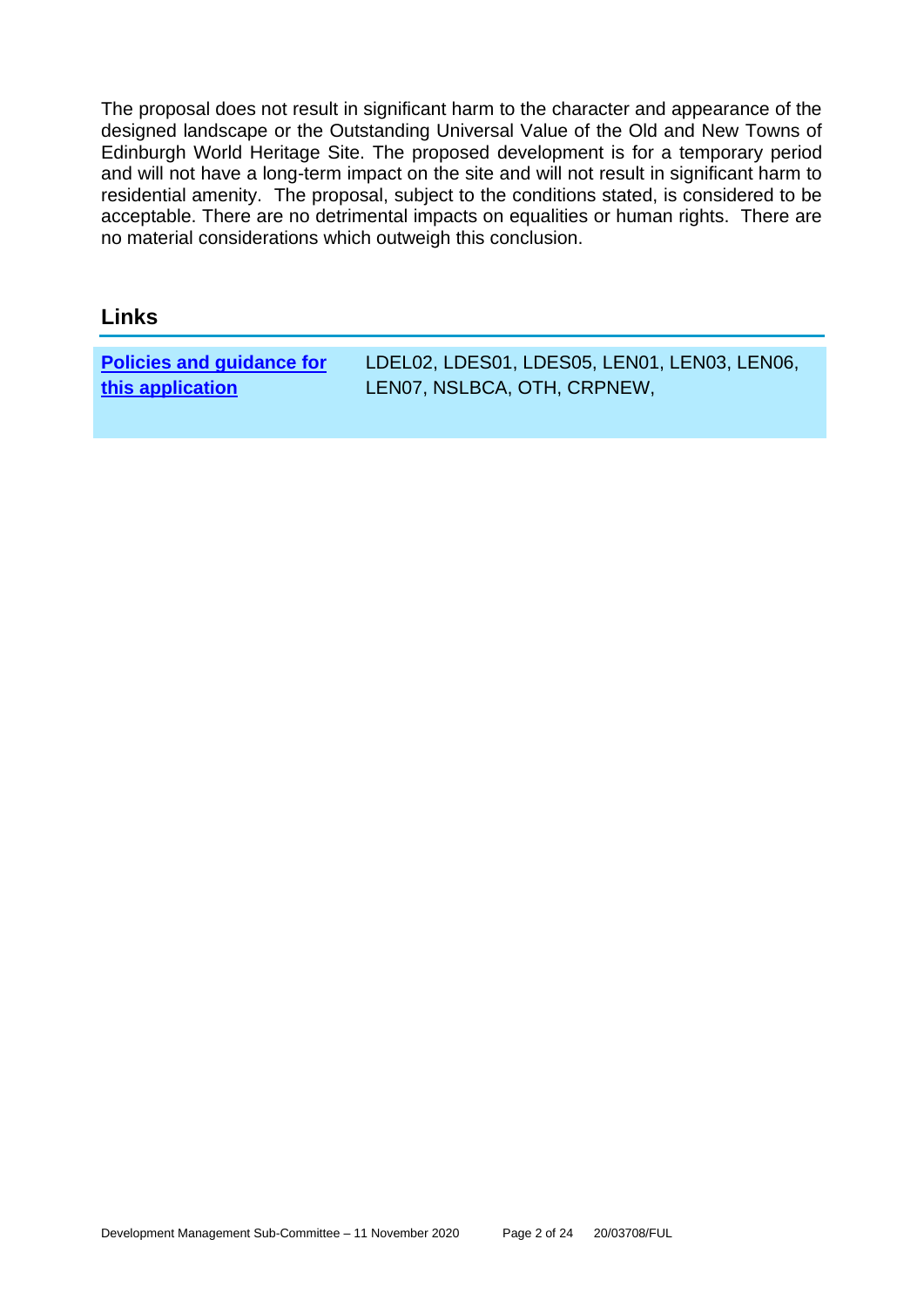The proposal does not result in significant harm to the character and appearance of the designed landscape or the Outstanding Universal Value of the Old and New Towns of Edinburgh World Heritage Site. The proposed development is for a temporary period and will not have a long-term impact on the site and will not result in significant harm to residential amenity. The proposal, subject to the conditions stated, is considered to be acceptable. There are no detrimental impacts on equalities or human rights. There are no material considerations which outweigh this conclusion.

## Links

| **Policies and guidance for this application** | LDEL02, LDES01, LDES05, LEN01, LEN03, LEN06, LEN07, NSLBCA, OTH, CRPNEW, |
| --- | --- |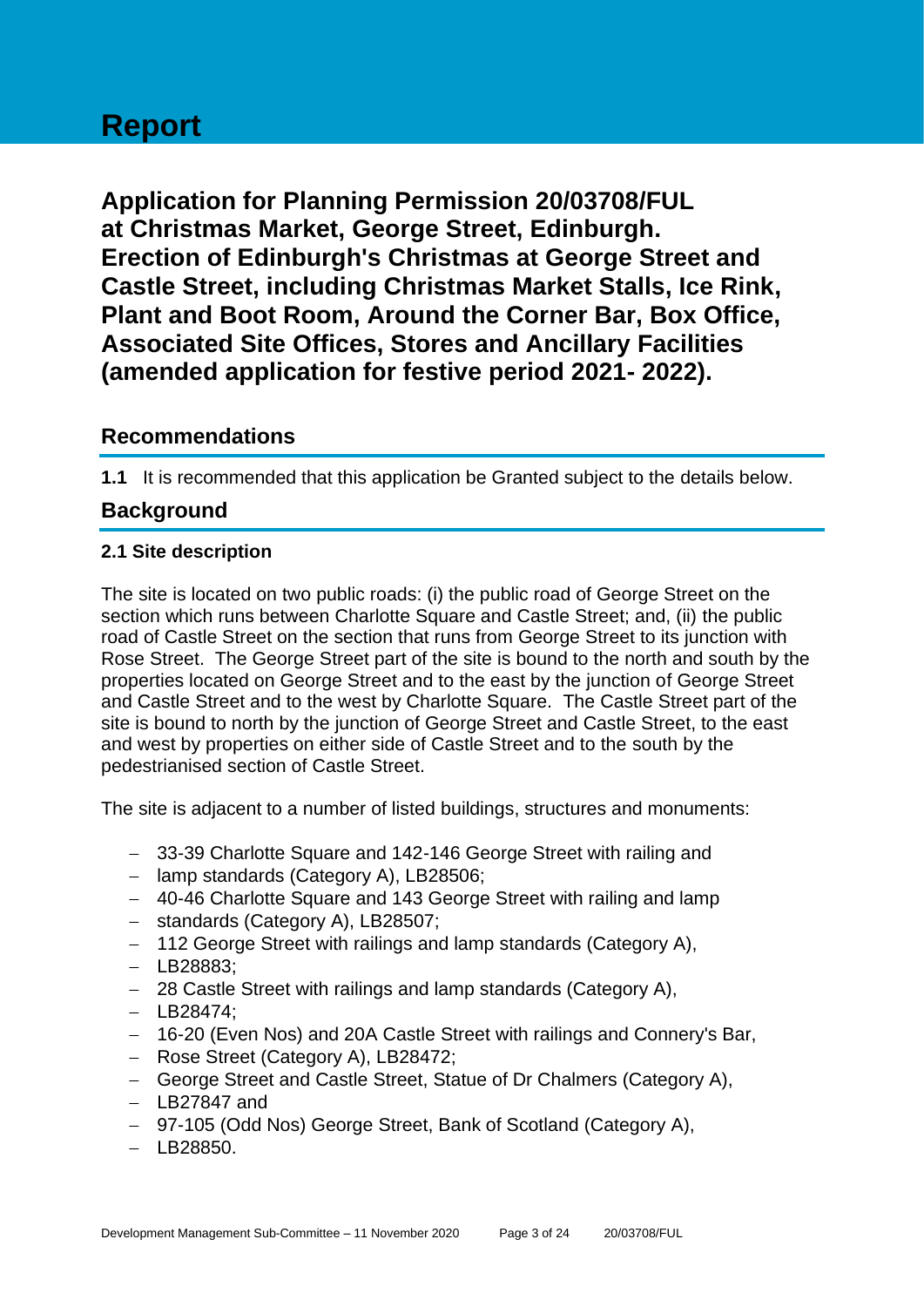# Report

## Application for Planning Permission 20/03708/FUL at Christmas Market, George Street, Edinburgh. Erection of Edinburgh's Christmas at George Street and Castle Street, including Christmas Market Stalls, Ice Rink, Plant and Boot Room, Around the Corner Bar, Box Office, Associated Site Offices, Stores and Ancillary Facilities (amended application for festive period 2021- 2022).

## Recommendations

**1.1** It is recommended that this application be Granted subject to the details below.

## Background

### 2.1 Site description

The site is located on two public roads: (i) the public road of George Street on the section which runs between Charlotte Square and Castle Street; and, (ii) the public road of Castle Street on the section that runs from George Street to its junction with Rose Street. The George Street part of the site is bound to the north and south by the properties located on George Street and to the east by the junction of George Street and Castle Street and to the west by Charlotte Square. The Castle Street part of the site is bound to north by the junction of George Street and Castle Street, to the east and west by properties on either side of Castle Street and to the south by the pedestrianised section of Castle Street.

The site is adjacent to a number of listed buildings, structures and monuments:

- 33-39 Charlotte Square and 142-146 George Street with railing and
- lamp standards (Category A), LB28506;
- 40-46 Charlotte Square and 143 George Street with railing and lamp
- standards (Category A), LB28507;
- 112 George Street with railings and lamp standards (Category A),
- LB28883;
- 28 Castle Street with railings and lamp standards (Category A),
- LB28474;
- 16-20 (Even Nos) and 20A Castle Street with railings and Connery's Bar,
- Rose Street (Category A), LB28472;
- George Street and Castle Street, Statue of Dr Chalmers (Category A),
- LB27847 and
- 97-105 (Odd Nos) George Street, Bank of Scotland (Category A),
- LB28850.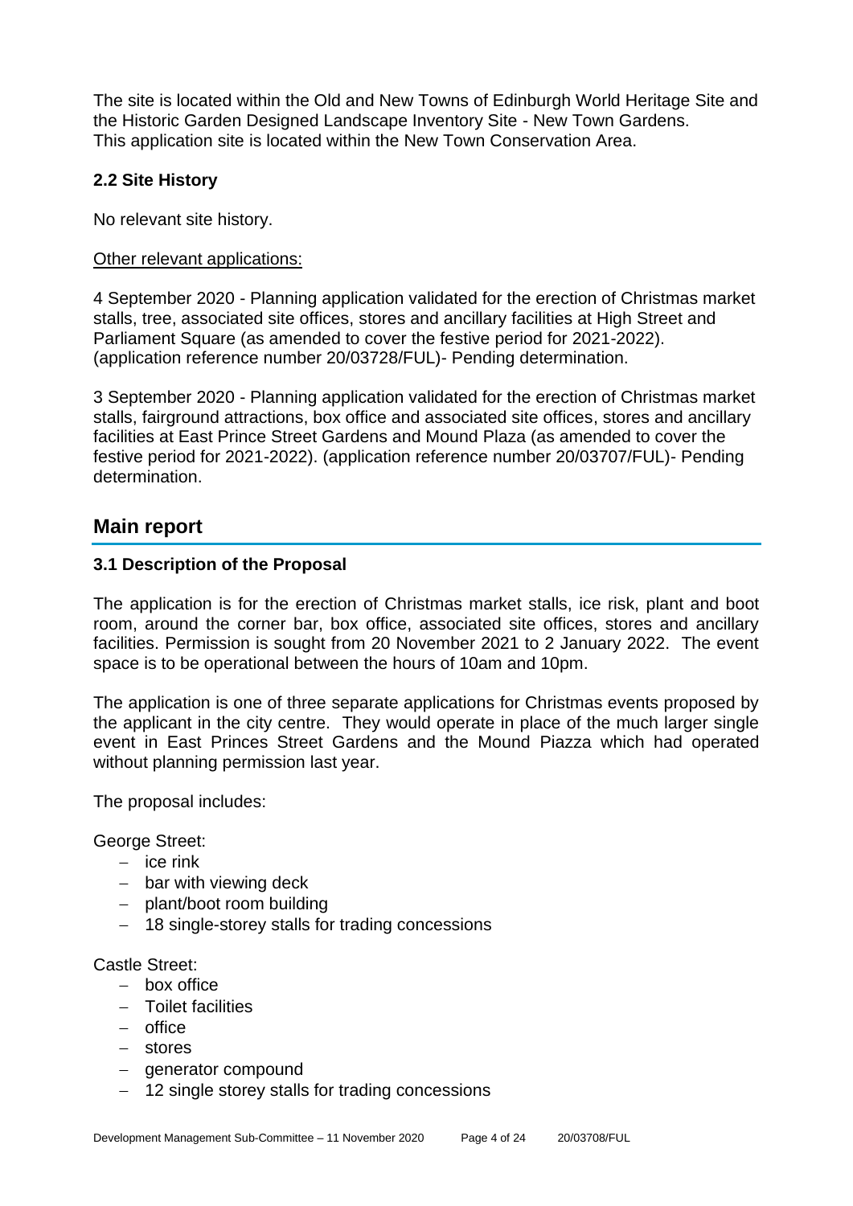The site is located within the Old and New Towns of Edinburgh World Heritage Site and the Historic Garden Designed Landscape Inventory Site - New Town Gardens. This application site is located within the New Town Conservation Area.

### 2.2 Site History

No relevant site history.

Other relevant applications:

4 September 2020 - Planning application validated for the erection of Christmas market stalls, tree, associated site offices, stores and ancillary facilities at High Street and Parliament Square (as amended to cover the festive period for 2021-2022). (application reference number 20/03728/FUL)- Pending determination.

3 September 2020 - Planning application validated for the erection of Christmas market stalls, fairground attractions, box office and associated site offices, stores and ancillary facilities at East Prince Street Gardens and Mound Plaza (as amended to cover the festive period for 2021-2022). (application reference number 20/03707/FUL)- Pending determination.

## Main report

### 3.1 Description of the Proposal

The application is for the erection of Christmas market stalls, ice risk, plant and boot room, around the corner bar, box office, associated site offices, stores and ancillary facilities. Permission is sought from 20 November 2021 to 2 January 2022. The event space is to be operational between the hours of 10am and 10pm.

The application is one of three separate applications for Christmas events proposed by the applicant in the city centre. They would operate in place of the much larger single event in East Princes Street Gardens and the Mound Piazza which had operated without planning permission last year.

The proposal includes:

George Street:

- ice rink
- bar with viewing deck
- plant/boot room building
- 18 single-storey stalls for trading concessions

Castle Street:

- box office
- Toilet facilities
- office
- stores
- generator compound
- 12 single storey stalls for trading concessions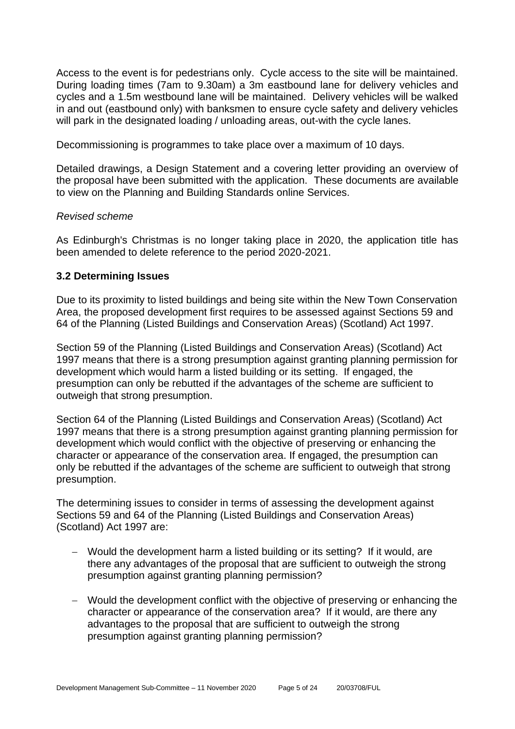Access to the event is for pedestrians only. Cycle access to the site will be maintained. During loading times (7am to 9.30am) a 3m eastbound lane for delivery vehicles and cycles and a 1.5m westbound lane will be maintained. Delivery vehicles will be walked in and out (eastbound only) with banksmen to ensure cycle safety and delivery vehicles will park in the designated loading / unloading areas, out-with the cycle lanes.

Decommissioning is programmes to take place over a maximum of 10 days.

Detailed drawings, a Design Statement and a covering letter providing an overview of the proposal have been submitted with the application. These documents are available to view on the Planning and Building Standards online Services.

*Revised scheme*

As Edinburgh's Christmas is no longer taking place in 2020, the application title has been amended to delete reference to the period 2020-2021.

### 3.2 Determining Issues

Due to its proximity to listed buildings and being site within the New Town Conservation Area, the proposed development first requires to be assessed against Sections 59 and 64 of the Planning (Listed Buildings and Conservation Areas) (Scotland) Act 1997.

Section 59 of the Planning (Listed Buildings and Conservation Areas) (Scotland) Act 1997 means that there is a strong presumption against granting planning permission for development which would harm a listed building or its setting. If engaged, the presumption can only be rebutted if the advantages of the scheme are sufficient to outweigh that strong presumption.

Section 64 of the Planning (Listed Buildings and Conservation Areas) (Scotland) Act 1997 means that there is a strong presumption against granting planning permission for development which would conflict with the objective of preserving or enhancing the character or appearance of the conservation area. If engaged, the presumption can only be rebutted if the advantages of the scheme are sufficient to outweigh that strong presumption.

The determining issues to consider in terms of assessing the development against Sections 59 and 64 of the Planning (Listed Buildings and Conservation Areas) (Scotland) Act 1997 are:

- Would the development harm a listed building or its setting? If it would, are there any advantages of the proposal that are sufficient to outweigh the strong presumption against granting planning permission?
- Would the development conflict with the objective of preserving or enhancing the character or appearance of the conservation area? If it would, are there any advantages to the proposal that are sufficient to outweigh the strong presumption against granting planning permission?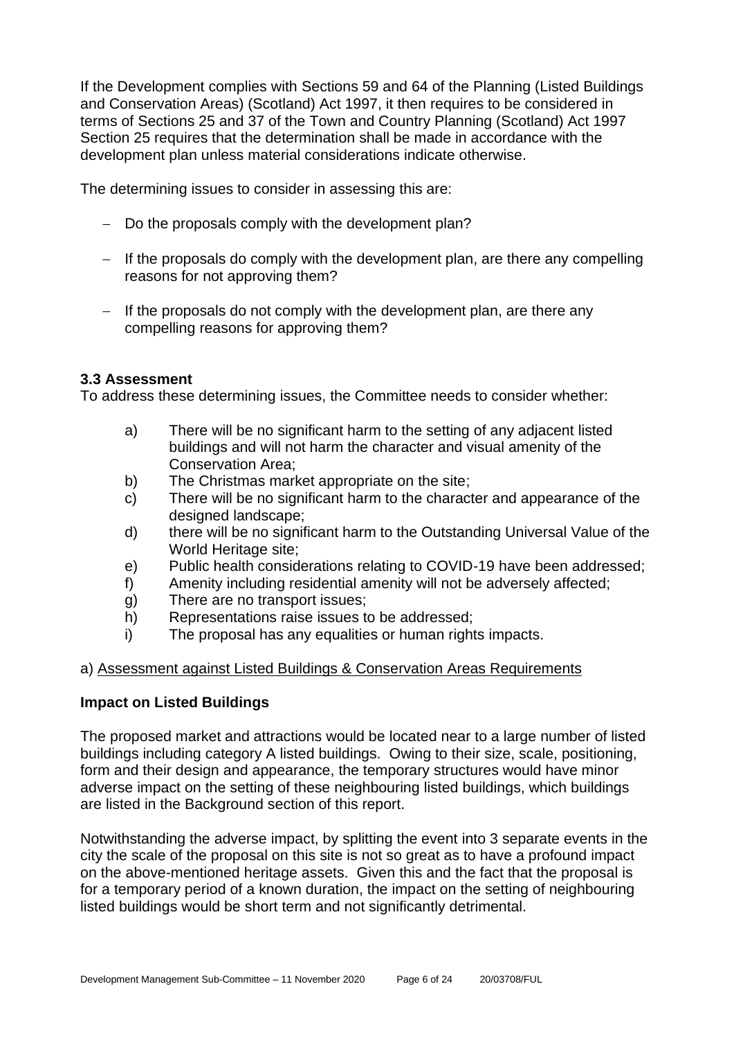If the Development complies with Sections 59 and 64 of the Planning (Listed Buildings and Conservation Areas) (Scotland) Act 1997, it then requires to be considered in terms of Sections 25 and 37 of the Town and Country Planning (Scotland) Act 1997 Section 25 requires that the determination shall be made in accordance with the development plan unless material considerations indicate otherwise.

The determining issues to consider in assessing this are:

- Do the proposals comply with the development plan?
- If the proposals do comply with the development plan, are there any compelling reasons for not approving them?
- If the proposals do not comply with the development plan, are there any compelling reasons for approving them?

### 3.3 Assessment

To address these determining issues, the Committee needs to consider whether:

a) There will be no significant harm to the setting of any adjacent listed buildings and will not harm the character and visual amenity of the Conservation Area;
b) The Christmas market appropriate on the site;
c) There will be no significant harm to the character and appearance of the designed landscape;
d) there will be no significant harm to the Outstanding Universal Value of the World Heritage site;
e) Public health considerations relating to COVID-19 have been addressed;
f) Amenity including residential amenity will not be adversely affected;
g) There are no transport issues;
h) Representations raise issues to be addressed;
i) The proposal has any equalities or human rights impacts.

a) Assessment against Listed Buildings & Conservation Areas Requirements

**Impact on Listed Buildings**

The proposed market and attractions would be located near to a large number of listed buildings including category A listed buildings. Owing to their size, scale, positioning, form and their design and appearance, the temporary structures would have minor adverse impact on the setting of these neighbouring listed buildings, which buildings are listed in the Background section of this report.

Notwithstanding the adverse impact, by splitting the event into 3 separate events in the city the scale of the proposal on this site is not so great as to have a profound impact on the above-mentioned heritage assets. Given this and the fact that the proposal is for a temporary period of a known duration, the impact on the setting of neighbouring listed buildings would be short term and not significantly detrimental.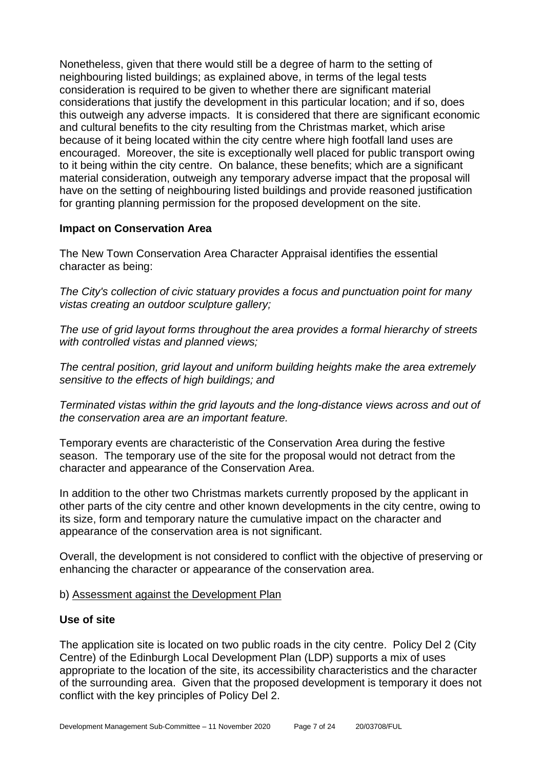Nonetheless, given that there would still be a degree of harm to the setting of neighbouring listed buildings; as explained above, in terms of the legal tests consideration is required to be given to whether there are significant material considerations that justify the development in this particular location; and if so, does this outweigh any adverse impacts. It is considered that there are significant economic and cultural benefits to the city resulting from the Christmas market, which arise because of it being located within the city centre where high footfall land uses are encouraged. Moreover, the site is exceptionally well placed for public transport owing to it being within the city centre. On balance, these benefits; which are a significant material consideration, outweigh any temporary adverse impact that the proposal will have on the setting of neighbouring listed buildings and provide reasoned justification for granting planning permission for the proposed development on the site.

**Impact on Conservation Area**

The New Town Conservation Area Character Appraisal identifies the essential character as being:

*The City's collection of civic statuary provides a focus and punctuation point for many vistas creating an outdoor sculpture gallery;*

*The use of grid layout forms throughout the area provides a formal hierarchy of streets with controlled vistas and planned views;*

*The central position, grid layout and uniform building heights make the area extremely sensitive to the effects of high buildings; and*

*Terminated vistas within the grid layouts and the long-distance views across and out of the conservation area are an important feature.*

Temporary events are characteristic of the Conservation Area during the festive season. The temporary use of the site for the proposal would not detract from the character and appearance of the Conservation Area.

In addition to the other two Christmas markets currently proposed by the applicant in other parts of the city centre and other known developments in the city centre, owing to its size, form and temporary nature the cumulative impact on the character and appearance of the conservation area is not significant.

Overall, the development is not considered to conflict with the objective of preserving or enhancing the character or appearance of the conservation area.

b) Assessment against the Development Plan

**Use of site**

The application site is located on two public roads in the city centre. Policy Del 2 (City Centre) of the Edinburgh Local Development Plan (LDP) supports a mix of uses appropriate to the location of the site, its accessibility characteristics and the character of the surrounding area. Given that the proposed development is temporary it does not conflict with the key principles of Policy Del 2.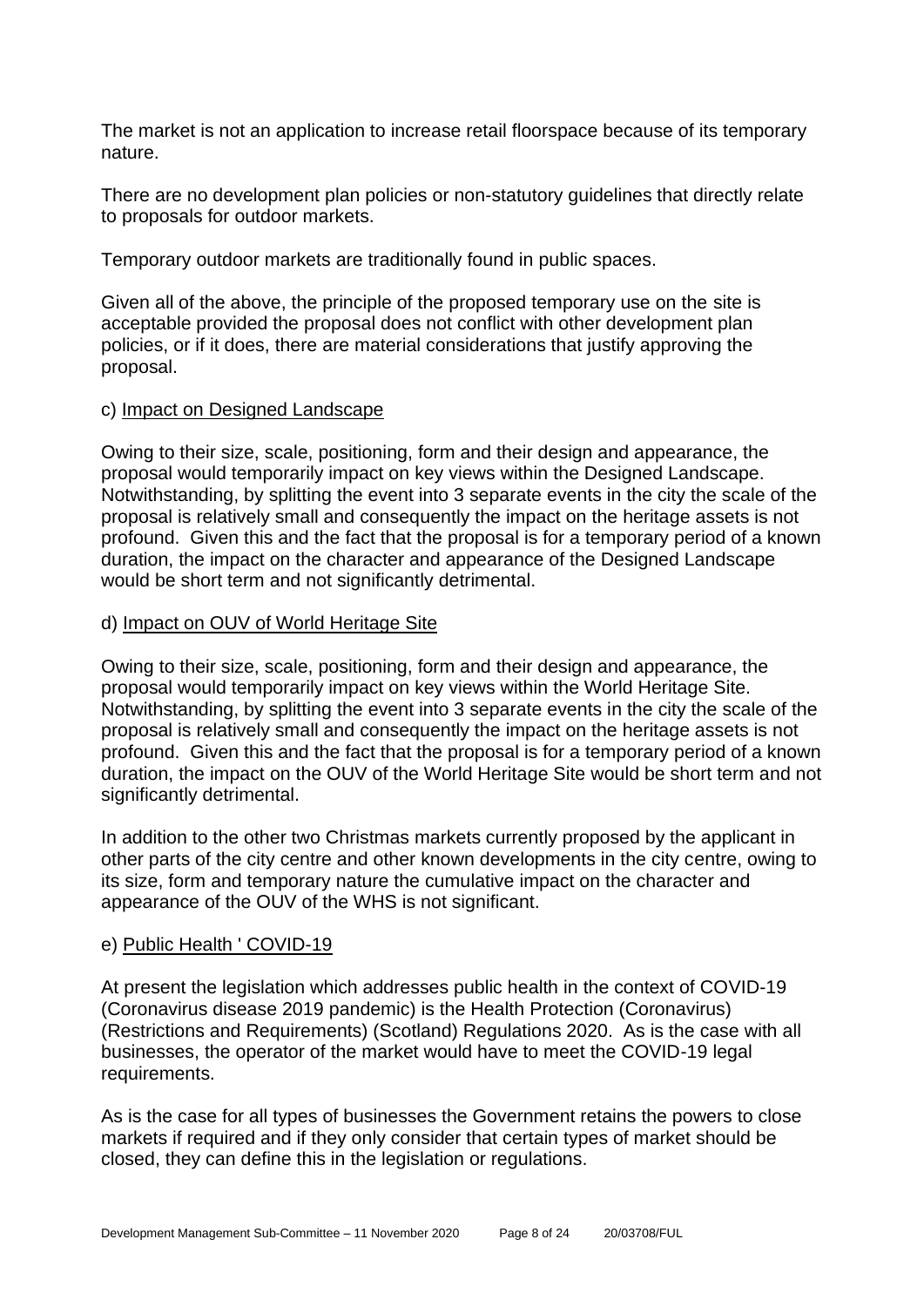The market is not an application to increase retail floorspace because of its temporary nature.

There are no development plan policies or non-statutory guidelines that directly relate to proposals for outdoor markets.

Temporary outdoor markets are traditionally found in public spaces.

Given all of the above, the principle of the proposed temporary use on the site is acceptable provided the proposal does not conflict with other development plan policies, or if it does, there are material considerations that justify approving the proposal.

c) Impact on Designed Landscape

Owing to their size, scale, positioning, form and their design and appearance, the proposal would temporarily impact on key views within the Designed Landscape. Notwithstanding, by splitting the event into 3 separate events in the city the scale of the proposal is relatively small and consequently the impact on the heritage assets is not profound. Given this and the fact that the proposal is for a temporary period of a known duration, the impact on the character and appearance of the Designed Landscape would be short term and not significantly detrimental.

d) Impact on OUV of World Heritage Site

Owing to their size, scale, positioning, form and their design and appearance, the proposal would temporarily impact on key views within the World Heritage Site. Notwithstanding, by splitting the event into 3 separate events in the city the scale of the proposal is relatively small and consequently the impact on the heritage assets is not profound. Given this and the fact that the proposal is for a temporary period of a known duration, the impact on the OUV of the World Heritage Site would be short term and not significantly detrimental.

In addition to the other two Christmas markets currently proposed by the applicant in other parts of the city centre and other known developments in the city centre, owing to its size, form and temporary nature the cumulative impact on the character and appearance of the OUV of the WHS is not significant.

e) Public Health ' COVID-19

At present the legislation which addresses public health in the context of COVID-19 (Coronavirus disease 2019 pandemic) is the Health Protection (Coronavirus) (Restrictions and Requirements) (Scotland) Regulations 2020. As is the case with all businesses, the operator of the market would have to meet the COVID-19 legal requirements.

As is the case for all types of businesses the Government retains the powers to close markets if required and if they only consider that certain types of market should be closed, they can define this in the legislation or regulations.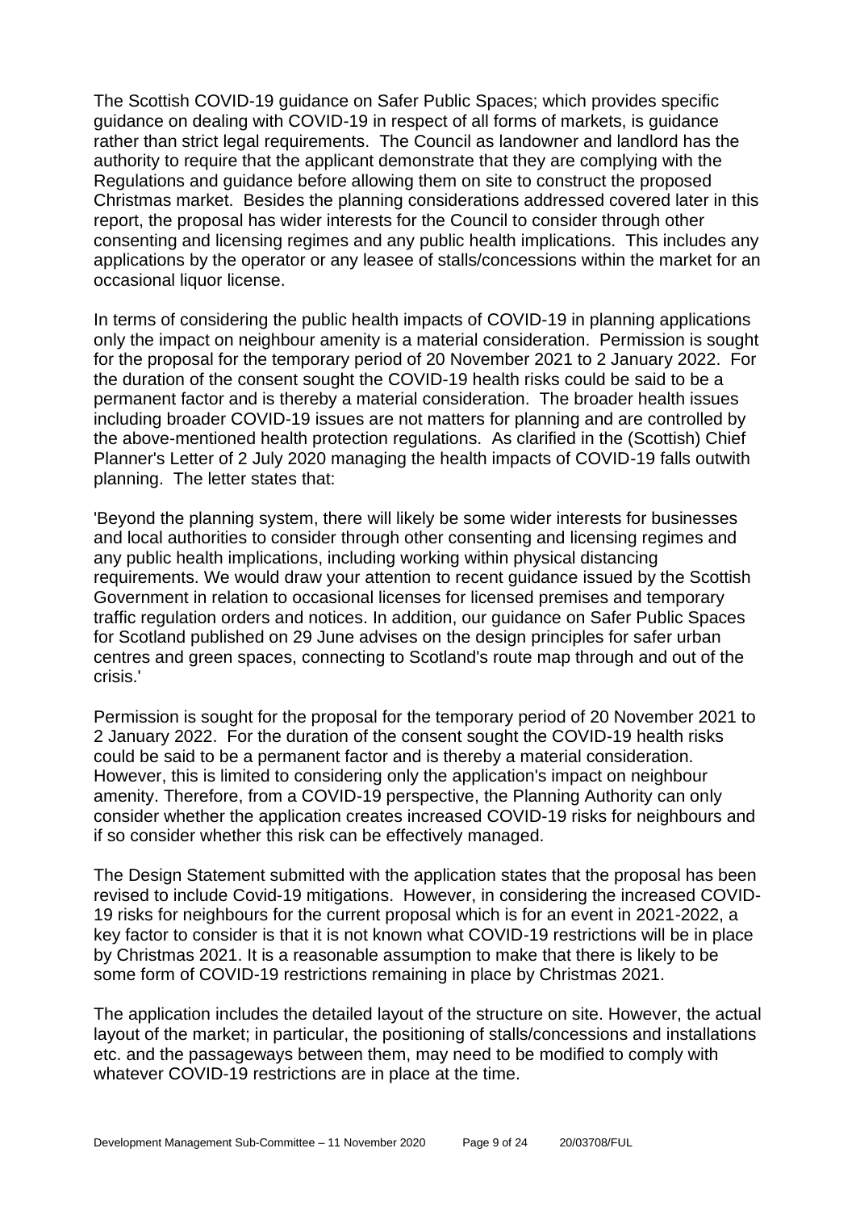The Scottish COVID-19 guidance on Safer Public Spaces; which provides specific guidance on dealing with COVID-19 in respect of all forms of markets, is guidance rather than strict legal requirements. The Council as landowner and landlord has the authority to require that the applicant demonstrate that they are complying with the Regulations and guidance before allowing them on site to construct the proposed Christmas market. Besides the planning considerations addressed covered later in this report, the proposal has wider interests for the Council to consider through other consenting and licensing regimes and any public health implications. This includes any applications by the operator or any leasee of stalls/concessions within the market for an occasional liquor license.

In terms of considering the public health impacts of COVID-19 in planning applications only the impact on neighbour amenity is a material consideration. Permission is sought for the proposal for the temporary period of 20 November 2021 to 2 January 2022. For the duration of the consent sought the COVID-19 health risks could be said to be a permanent factor and is thereby a material consideration. The broader health issues including broader COVID-19 issues are not matters for planning and are controlled by the above-mentioned health protection regulations. As clarified in the (Scottish) Chief Planner's Letter of 2 July 2020 managing the health impacts of COVID-19 falls outwith planning. The letter states that:

'Beyond the planning system, there will likely be some wider interests for businesses and local authorities to consider through other consenting and licensing regimes and any public health implications, including working within physical distancing requirements. We would draw your attention to recent guidance issued by the Scottish Government in relation to occasional licenses for licensed premises and temporary traffic regulation orders and notices. In addition, our guidance on Safer Public Spaces for Scotland published on 29 June advises on the design principles for safer urban centres and green spaces, connecting to Scotland's route map through and out of the crisis.'

Permission is sought for the proposal for the temporary period of 20 November 2021 to 2 January 2022. For the duration of the consent sought the COVID-19 health risks could be said to be a permanent factor and is thereby a material consideration. However, this is limited to considering only the application's impact on neighbour amenity. Therefore, from a COVID-19 perspective, the Planning Authority can only consider whether the application creates increased COVID-19 risks for neighbours and if so consider whether this risk can be effectively managed.

The Design Statement submitted with the application states that the proposal has been revised to include Covid-19 mitigations. However, in considering the increased COVID-19 risks for neighbours for the current proposal which is for an event in 2021-2022, a key factor to consider is that it is not known what COVID-19 restrictions will be in place by Christmas 2021. It is a reasonable assumption to make that there is likely to be some form of COVID-19 restrictions remaining in place by Christmas 2021.

The application includes the detailed layout of the structure on site. However, the actual layout of the market; in particular, the positioning of stalls/concessions and installations etc. and the passageways between them, may need to be modified to comply with whatever COVID-19 restrictions are in place at the time.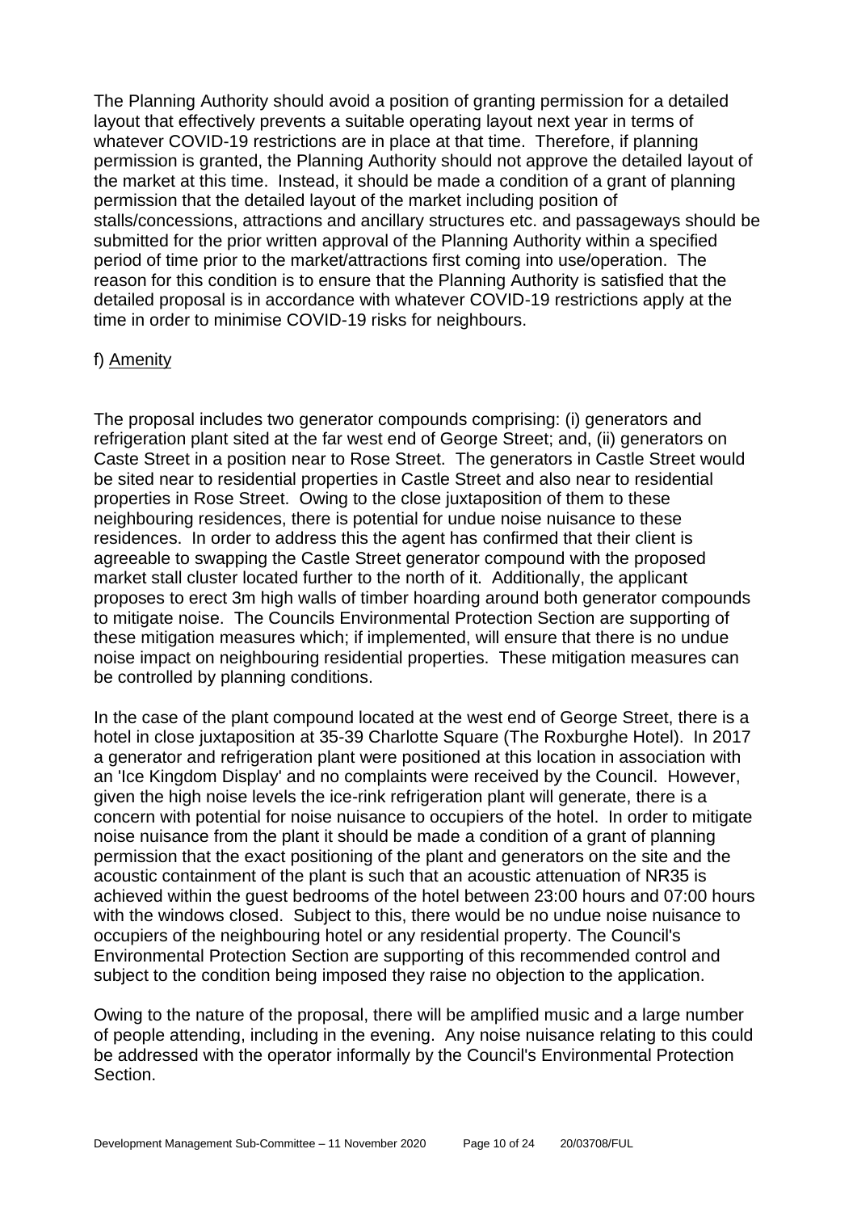The Planning Authority should avoid a position of granting permission for a detailed layout that effectively prevents a suitable operating layout next year in terms of whatever COVID-19 restrictions are in place at that time. Therefore, if planning permission is granted, the Planning Authority should not approve the detailed layout of the market at this time. Instead, it should be made a condition of a grant of planning permission that the detailed layout of the market including position of stalls/concessions, attractions and ancillary structures etc. and passageways should be submitted for the prior written approval of the Planning Authority within a specified period of time prior to the market/attractions first coming into use/operation. The reason for this condition is to ensure that the Planning Authority is satisfied that the detailed proposal is in accordance with whatever COVID-19 restrictions apply at the time in order to minimise COVID-19 risks for neighbours.

f) Amenity

The proposal includes two generator compounds comprising: (i) generators and refrigeration plant sited at the far west end of George Street; and, (ii) generators on Caste Street in a position near to Rose Street. The generators in Castle Street would be sited near to residential properties in Castle Street and also near to residential properties in Rose Street. Owing to the close juxtaposition of them to these neighbouring residences, there is potential for undue noise nuisance to these residences. In order to address this the agent has confirmed that their client is agreeable to swapping the Castle Street generator compound with the proposed market stall cluster located further to the north of it. Additionally, the applicant proposes to erect 3m high walls of timber hoarding around both generator compounds to mitigate noise. The Councils Environmental Protection Section are supporting of these mitigation measures which; if implemented, will ensure that there is no undue noise impact on neighbouring residential properties. These mitigation measures can be controlled by planning conditions.

In the case of the plant compound located at the west end of George Street, there is a hotel in close juxtaposition at 35-39 Charlotte Square (The Roxburghe Hotel). In 2017 a generator and refrigeration plant were positioned at this location in association with an 'Ice Kingdom Display' and no complaints were received by the Council. However, given the high noise levels the ice-rink refrigeration plant will generate, there is a concern with potential for noise nuisance to occupiers of the hotel. In order to mitigate noise nuisance from the plant it should be made a condition of a grant of planning permission that the exact positioning of the plant and generators on the site and the acoustic containment of the plant is such that an acoustic attenuation of NR35 is achieved within the guest bedrooms of the hotel between 23:00 hours and 07:00 hours with the windows closed. Subject to this, there would be no undue noise nuisance to occupiers of the neighbouring hotel or any residential property. The Council's Environmental Protection Section are supporting of this recommended control and subject to the condition being imposed they raise no objection to the application.

Owing to the nature of the proposal, there will be amplified music and a large number of people attending, including in the evening. Any noise nuisance relating to this could be addressed with the operator informally by the Council's Environmental Protection Section.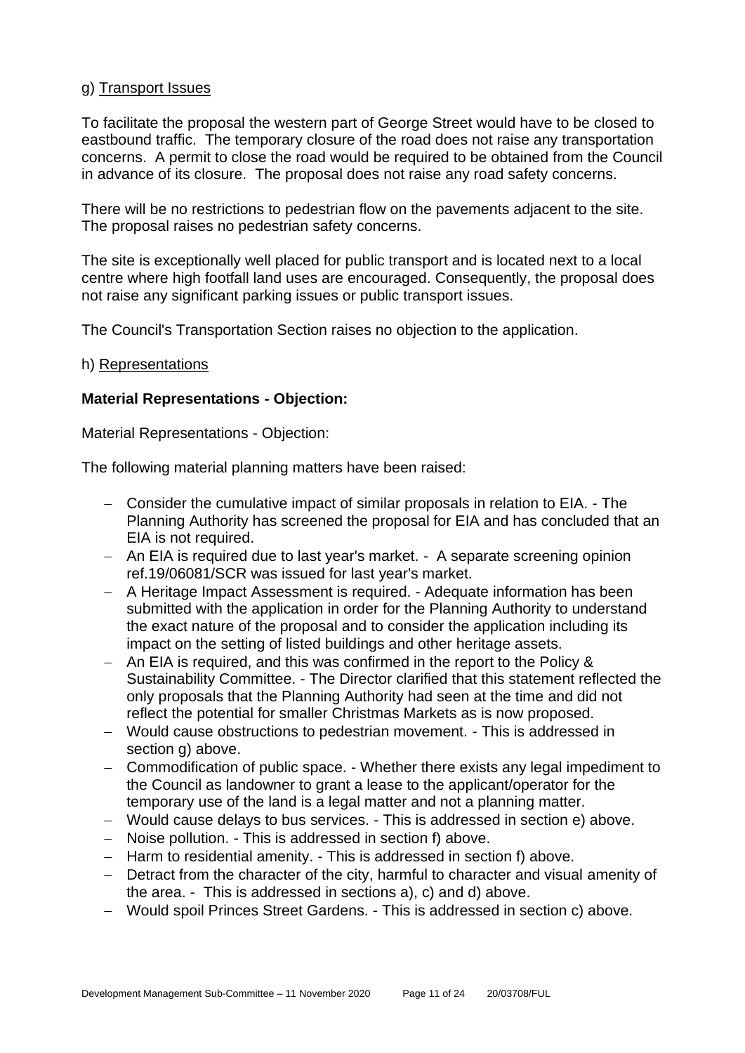g) Transport Issues

To facilitate the proposal the western part of George Street would have to be closed to eastbound traffic. The temporary closure of the road does not raise any transportation concerns. A permit to close the road would be required to be obtained from the Council in advance of its closure. The proposal does not raise any road safety concerns.

There will be no restrictions to pedestrian flow on the pavements adjacent to the site. The proposal raises no pedestrian safety concerns.

The site is exceptionally well placed for public transport and is located next to a local centre where high footfall land uses are encouraged. Consequently, the proposal does not raise any significant parking issues or public transport issues.

The Council's Transportation Section raises no objection to the application.

h) Representations

**Material Representations - Objection:**

Material Representations - Objection:

The following material planning matters have been raised:

- Consider the cumulative impact of similar proposals in relation to EIA. - The Planning Authority has screened the proposal for EIA and has concluded that an EIA is not required.
- An EIA is required due to last year's market. - A separate screening opinion ref.19/06081/SCR was issued for last year's market.
- A Heritage Impact Assessment is required. - Adequate information has been submitted with the application in order for the Planning Authority to understand the exact nature of the proposal and to consider the application including its impact on the setting of listed buildings and other heritage assets.
- An EIA is required, and this was confirmed in the report to the Policy & Sustainability Committee. - The Director clarified that this statement reflected the only proposals that the Planning Authority had seen at the time and did not reflect the potential for smaller Christmas Markets as is now proposed.
- Would cause obstructions to pedestrian movement. - This is addressed in section g) above.
- Commodification of public space. - Whether there exists any legal impediment to the Council as landowner to grant a lease to the applicant/operator for the temporary use of the land is a legal matter and not a planning matter.
- Would cause delays to bus services. - This is addressed in section e) above.
- Noise pollution. - This is addressed in section f) above.
- Harm to residential amenity. - This is addressed in section f) above.
- Detract from the character of the city, harmful to character and visual amenity of the area. - This is addressed in sections a), c) and d) above.
- Would spoil Princes Street Gardens. - This is addressed in section c) above.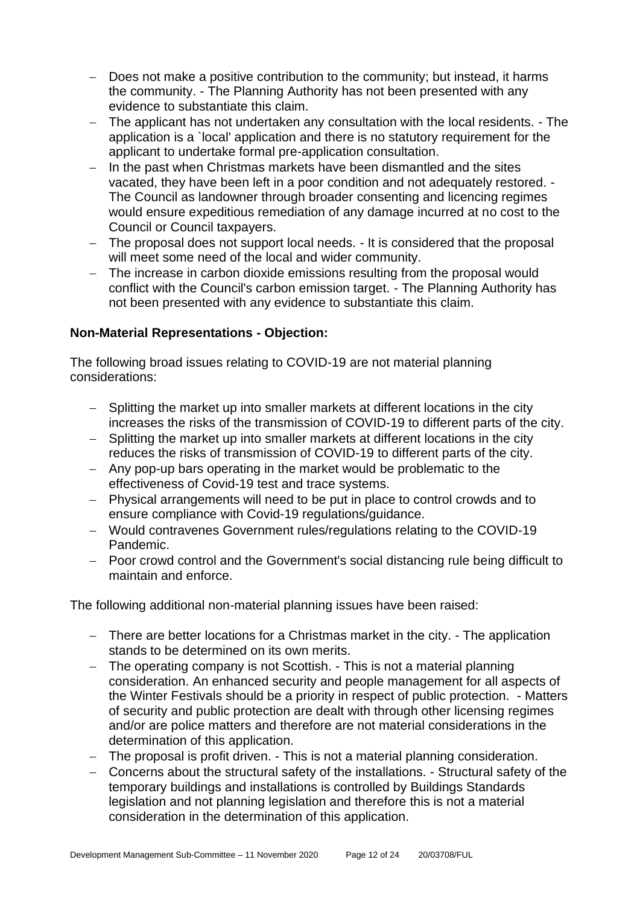- Does not make a positive contribution to the community; but instead, it harms the community. - The Planning Authority has not been presented with any evidence to substantiate this claim.
- The applicant has not undertaken any consultation with the local residents. - The application is a `local' application and there is no statutory requirement for the applicant to undertake formal pre-application consultation.
- In the past when Christmas markets have been dismantled and the sites vacated, they have been left in a poor condition and not adequately restored. - The Council as landowner through broader consenting and licencing regimes would ensure expeditious remediation of any damage incurred at no cost to the Council or Council taxpayers.
- The proposal does not support local needs. - It is considered that the proposal will meet some need of the local and wider community.
- The increase in carbon dioxide emissions resulting from the proposal would conflict with the Council's carbon emission target. - The Planning Authority has not been presented with any evidence to substantiate this claim.

**Non-Material Representations - Objection:**

The following broad issues relating to COVID-19 are not material planning considerations:

- Splitting the market up into smaller markets at different locations in the city increases the risks of the transmission of COVID-19 to different parts of the city.
- Splitting the market up into smaller markets at different locations in the city reduces the risks of transmission of COVID-19 to different parts of the city.
- Any pop-up bars operating in the market would be problematic to the effectiveness of Covid-19 test and trace systems.
- Physical arrangements will need to be put in place to control crowds and to ensure compliance with Covid-19 regulations/guidance.
- Would contravenes Government rules/regulations relating to the COVID-19 Pandemic.
- Poor crowd control and the Government's social distancing rule being difficult to maintain and enforce.

The following additional non-material planning issues have been raised:

- There are better locations for a Christmas market in the city. - The application stands to be determined on its own merits.
- The operating company is not Scottish. - This is not a material planning consideration. An enhanced security and people management for all aspects of the Winter Festivals should be a priority in respect of public protection. - Matters of security and public protection are dealt with through other licensing regimes and/or are police matters and therefore are not material considerations in the determination of this application.
- The proposal is profit driven. - This is not a material planning consideration.
- Concerns about the structural safety of the installations. - Structural safety of the temporary buildings and installations is controlled by Buildings Standards legislation and not planning legislation and therefore this is not a material consideration in the determination of this application.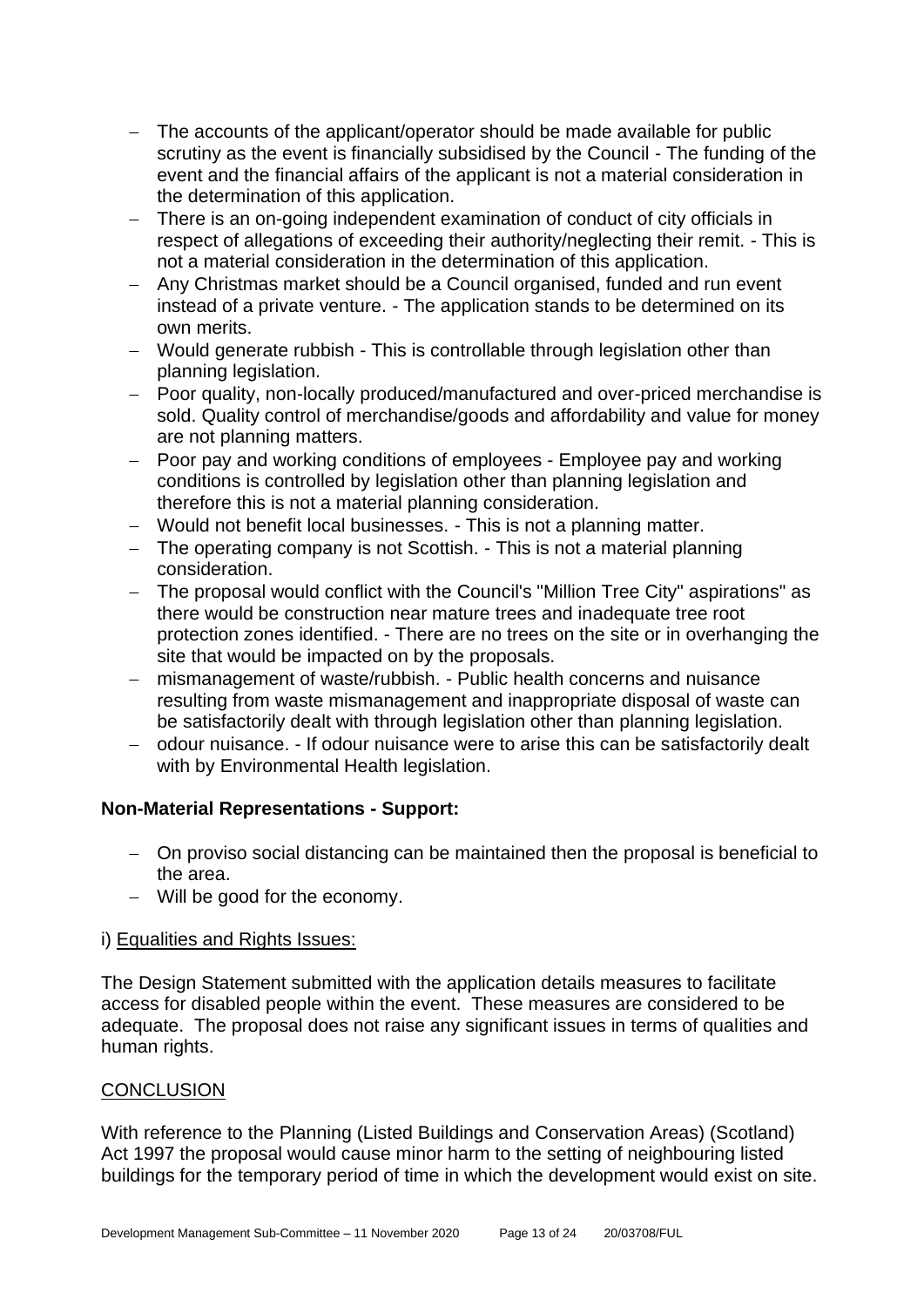- The accounts of the applicant/operator should be made available for public scrutiny as the event is financially subsidised by the Council - The funding of the event and the financial affairs of the applicant is not a material consideration in the determination of this application.
- There is an on-going independent examination of conduct of city officials in respect of allegations of exceeding their authority/neglecting their remit. - This is not a material consideration in the determination of this application.
- Any Christmas market should be a Council organised, funded and run event instead of a private venture. - The application stands to be determined on its own merits.
- Would generate rubbish - This is controllable through legislation other than planning legislation.
- Poor quality, non-locally produced/manufactured and over-priced merchandise is sold. Quality control of merchandise/goods and affordability and value for money are not planning matters.
- Poor pay and working conditions of employees - Employee pay and working conditions is controlled by legislation other than planning legislation and therefore this is not a material planning consideration.
- Would not benefit local businesses. - This is not a planning matter.
- The operating company is not Scottish. - This is not a material planning consideration.
- The proposal would conflict with the Council's "Million Tree City" aspirations" as there would be construction near mature trees and inadequate tree root protection zones identified. - There are no trees on the site or in overhanging the site that would be impacted on by the proposals.
- mismanagement of waste/rubbish. - Public health concerns and nuisance resulting from waste mismanagement and inappropriate disposal of waste can be satisfactorily dealt with through legislation other than planning legislation.
- odour nuisance. - If odour nuisance were to arise this can be satisfactorily dealt with by Environmental Health legislation.

**Non-Material Representations - Support:**

- On proviso social distancing can be maintained then the proposal is beneficial to the area.
- Will be good for the economy.

i) Equalities and Rights Issues:

The Design Statement submitted with the application details measures to facilitate access for disabled people within the event. These measures are considered to be adequate. The proposal does not raise any significant issues in terms of qualities and human rights.

CONCLUSION

With reference to the Planning (Listed Buildings and Conservation Areas) (Scotland) Act 1997 the proposal would cause minor harm to the setting of neighbouring listed buildings for the temporary period of time in which the development would exist on site.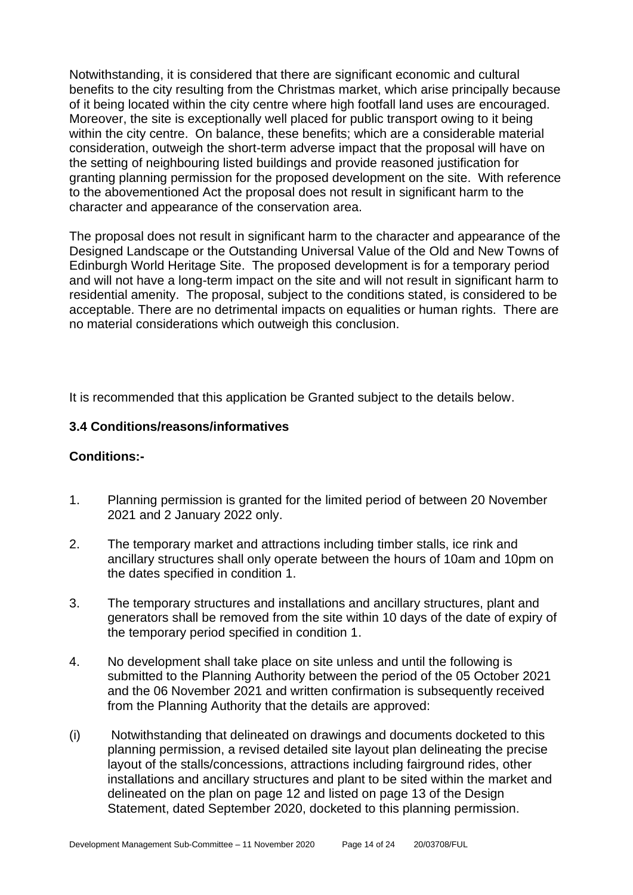Notwithstanding, it is considered that there are significant economic and cultural benefits to the city resulting from the Christmas market, which arise principally because of it being located within the city centre where high footfall land uses are encouraged. Moreover, the site is exceptionally well placed for public transport owing to it being within the city centre. On balance, these benefits; which are a considerable material consideration, outweigh the short-term adverse impact that the proposal will have on the setting of neighbouring listed buildings and provide reasoned justification for granting planning permission for the proposed development on the site. With reference to the abovementioned Act the proposal does not result in significant harm to the character and appearance of the conservation area.

The proposal does not result in significant harm to the character and appearance of the Designed Landscape or the Outstanding Universal Value of the Old and New Towns of Edinburgh World Heritage Site. The proposed development is for a temporary period and will not have a long-term impact on the site and will not result in significant harm to residential amenity. The proposal, subject to the conditions stated, is considered to be acceptable. There are no detrimental impacts on equalities or human rights. There are no material considerations which outweigh this conclusion.

It is recommended that this application be Granted subject to the details below.

### 3.4 Conditions/reasons/informatives

**Conditions:-**

1. Planning permission is granted for the limited period of between 20 November 2021 and 2 January 2022 only.

2. The temporary market and attractions including timber stalls, ice rink and ancillary structures shall only operate between the hours of 10am and 10pm on the dates specified in condition 1.

3. The temporary structures and installations and ancillary structures, plant and generators shall be removed from the site within 10 days of the date of expiry of the temporary period specified in condition 1.

4. No development shall take place on site unless and until the following is submitted to the Planning Authority between the period of the 05 October 2021 and the 06 November 2021 and written confirmation is subsequently received from the Planning Authority that the details are approved:

(i) Notwithstanding that delineated on drawings and documents docketed to this planning permission, a revised detailed site layout plan delineating the precise layout of the stalls/concessions, attractions including fairground rides, other installations and ancillary structures and plant to be sited within the market and delineated on the plan on page 12 and listed on page 13 of the Design Statement, dated September 2020, docketed to this planning permission.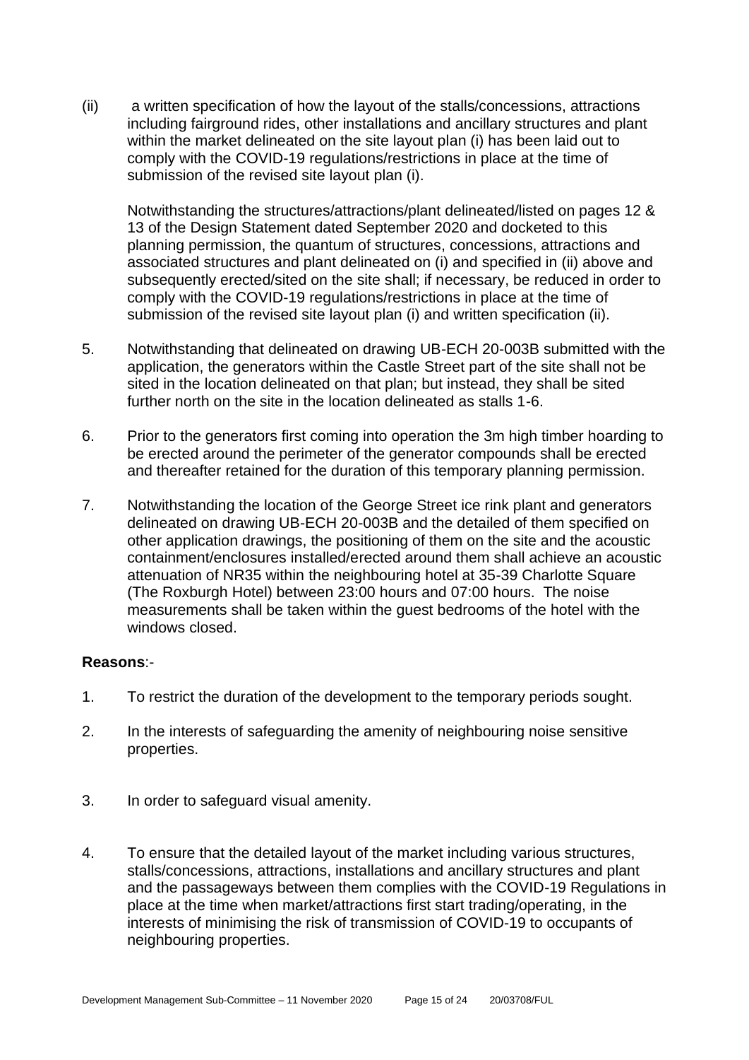(ii) a written specification of how the layout of the stalls/concessions, attractions including fairground rides, other installations and ancillary structures and plant within the market delineated on the site layout plan (i) has been laid out to comply with the COVID-19 regulations/restrictions in place at the time of submission of the revised site layout plan (i).

Notwithstanding the structures/attractions/plant delineated/listed on pages 12 & 13 of the Design Statement dated September 2020 and docketed to this planning permission, the quantum of structures, concessions, attractions and associated structures and plant delineated on (i) and specified in (ii) above and subsequently erected/sited on the site shall; if necessary, be reduced in order to comply with the COVID-19 regulations/restrictions in place at the time of submission of the revised site layout plan (i) and written specification (ii).

5. Notwithstanding that delineated on drawing UB-ECH 20-003B submitted with the application, the generators within the Castle Street part of the site shall not be sited in the location delineated on that plan; but instead, they shall be sited further north on the site in the location delineated as stalls 1-6.

6. Prior to the generators first coming into operation the 3m high timber hoarding to be erected around the perimeter of the generator compounds shall be erected and thereafter retained for the duration of this temporary planning permission.

7. Notwithstanding the location of the George Street ice rink plant and generators delineated on drawing UB-ECH 20-003B and the detailed of them specified on other application drawings, the positioning of them on the site and the acoustic containment/enclosures installed/erected around them shall achieve an acoustic attenuation of NR35 within the neighbouring hotel at 35-39 Charlotte Square (The Roxburgh Hotel) between 23:00 hours and 07:00 hours. The noise measurements shall be taken within the guest bedrooms of the hotel with the windows closed.

**Reasons**:-

1. To restrict the duration of the development to the temporary periods sought.

2. In the interests of safeguarding the amenity of neighbouring noise sensitive properties.

3. In order to safeguard visual amenity.

4. To ensure that the detailed layout of the market including various structures, stalls/concessions, attractions, installations and ancillary structures and plant and the passageways between them complies with the COVID-19 Regulations in place at the time when market/attractions first start trading/operating, in the interests of minimising the risk of transmission of COVID-19 to occupants of neighbouring properties.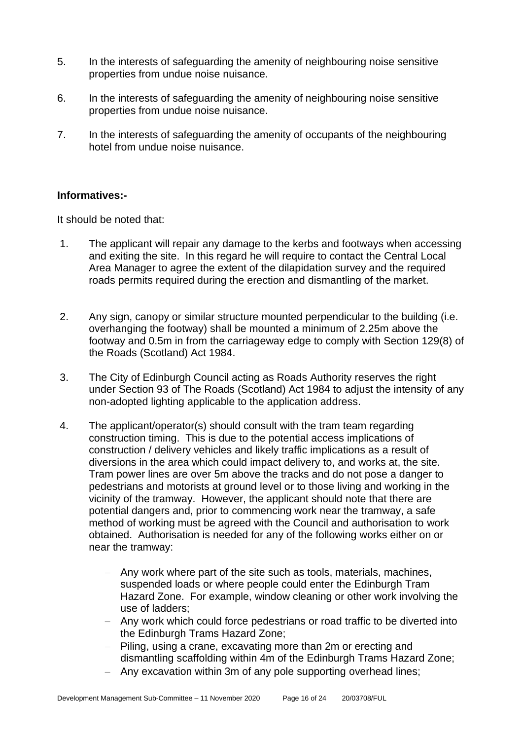5. In the interests of safeguarding the amenity of neighbouring noise sensitive properties from undue noise nuisance.

6. In the interests of safeguarding the amenity of neighbouring noise sensitive properties from undue noise nuisance.

7. In the interests of safeguarding the amenity of occupants of the neighbouring hotel from undue noise nuisance.

**Informatives:-**

It should be noted that:

1. The applicant will repair any damage to the kerbs and footways when accessing and exiting the site. In this regard he will require to contact the Central Local Area Manager to agree the extent of the dilapidation survey and the required roads permits required during the erection and dismantling of the market.

2. Any sign, canopy or similar structure mounted perpendicular to the building (i.e. overhanging the footway) shall be mounted a minimum of 2.25m above the footway and 0.5m in from the carriageway edge to comply with Section 129(8) of the Roads (Scotland) Act 1984.

3. The City of Edinburgh Council acting as Roads Authority reserves the right under Section 93 of The Roads (Scotland) Act 1984 to adjust the intensity of any non-adopted lighting applicable to the application address.

4. The applicant/operator(s) should consult with the tram team regarding construction timing. This is due to the potential access implications of construction / delivery vehicles and likely traffic implications as a result of diversions in the area which could impact delivery to, and works at, the site. Tram power lines are over 5m above the tracks and do not pose a danger to pedestrians and motorists at ground level or to those living and working in the vicinity of the tramway. However, the applicant should note that there are potential dangers and, prior to commencing work near the tramway, a safe method of working must be agreed with the Council and authorisation to work obtained. Authorisation is needed for any of the following works either on or near the tramway:

    - Any work where part of the site such as tools, materials, machines, suspended loads or where people could enter the Edinburgh Tram Hazard Zone. For example, window cleaning or other work involving the use of ladders;
    - Any work which could force pedestrians or road traffic to be diverted into the Edinburgh Trams Hazard Zone;
    - Piling, using a crane, excavating more than 2m or erecting and dismantling scaffolding within 4m of the Edinburgh Trams Hazard Zone;
    - Any excavation within 3m of any pole supporting overhead lines;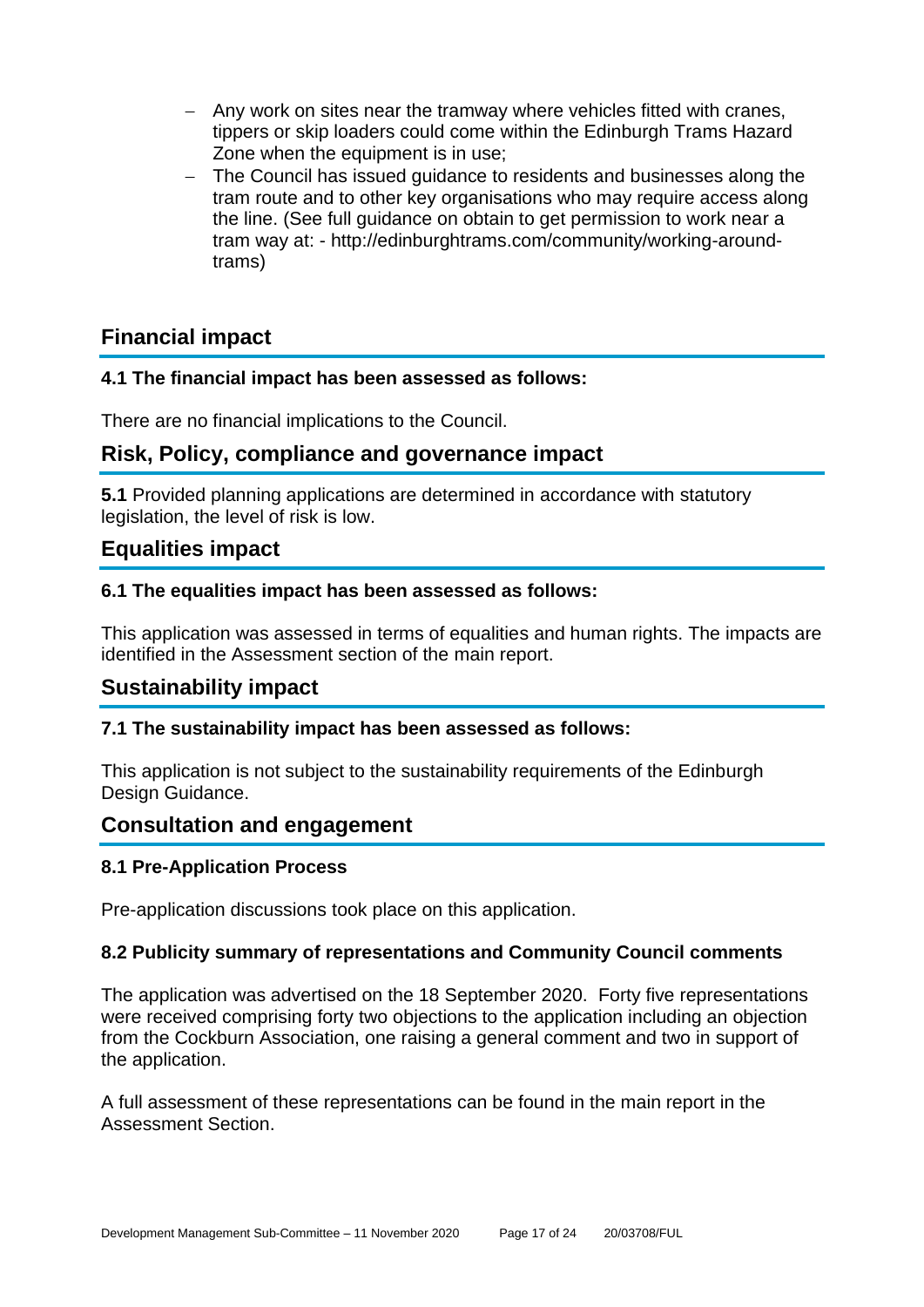- Any work on sites near the tramway where vehicles fitted with cranes, tippers or skip loaders could come within the Edinburgh Trams Hazard Zone when the equipment is in use;
- The Council has issued guidance to residents and businesses along the tram route and to other key organisations who may require access along the line. (See full guidance on obtain to get permission to work near a tram way at: - http://edinburghtrams.com/community/working-around-trams)

## Financial impact

### 4.1 The financial impact has been assessed as follows:

There are no financial implications to the Council.

## Risk, Policy, compliance and governance impact

**5.1** Provided planning applications are determined in accordance with statutory legislation, the level of risk is low.

## Equalities impact

### 6.1 The equalities impact has been assessed as follows:

This application was assessed in terms of equalities and human rights. The impacts are identified in the Assessment section of the main report.

## Sustainability impact

### 7.1 The sustainability impact has been assessed as follows:

This application is not subject to the sustainability requirements of the Edinburgh Design Guidance.

## Consultation and engagement

### 8.1 Pre-Application Process

Pre-application discussions took place on this application.

### 8.2 Publicity summary of representations and Community Council comments

The application was advertised on the 18 September 2020. Forty five representations were received comprising forty two objections to the application including an objection from the Cockburn Association, one raising a general comment and two in support of the application.

A full assessment of these representations can be found in the main report in the Assessment Section.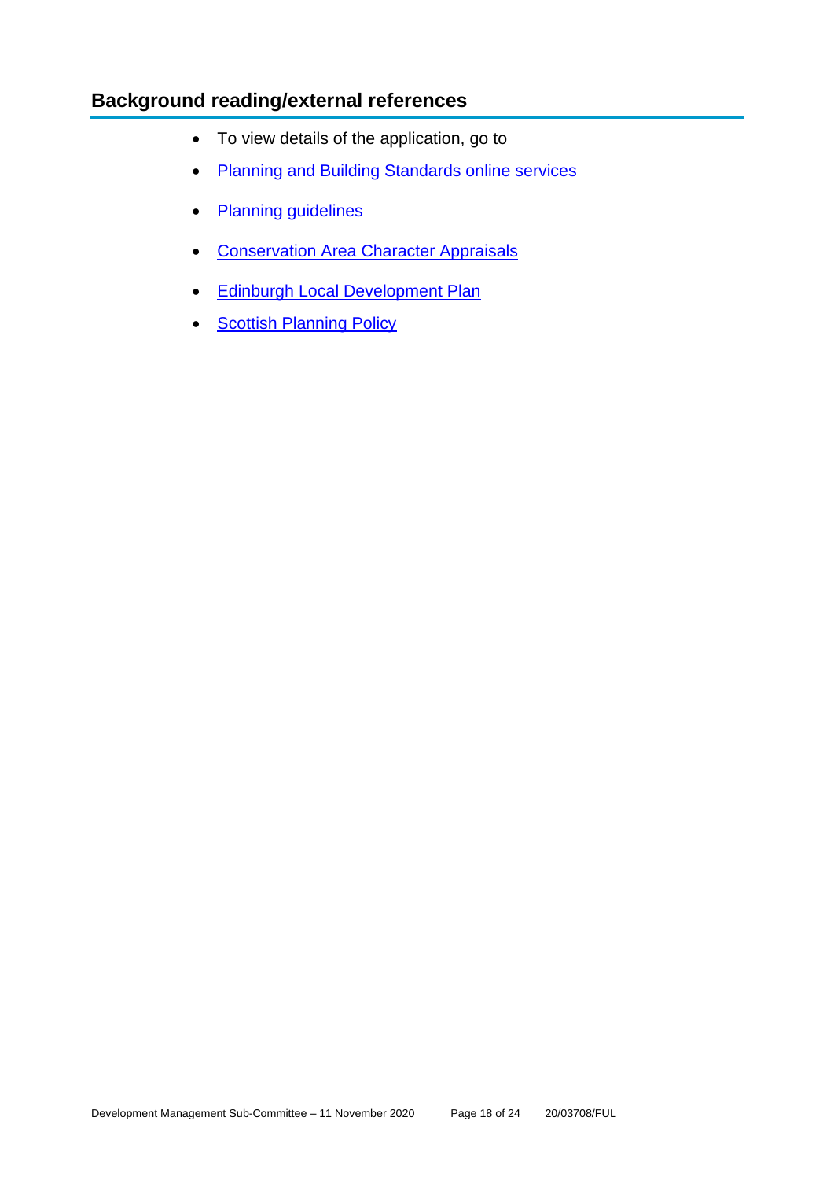## Background reading/external references

- To view details of the application, go to
- Planning and Building Standards online services
- Planning guidelines
- Conservation Area Character Appraisals
- Edinburgh Local Development Plan
- Scottish Planning Policy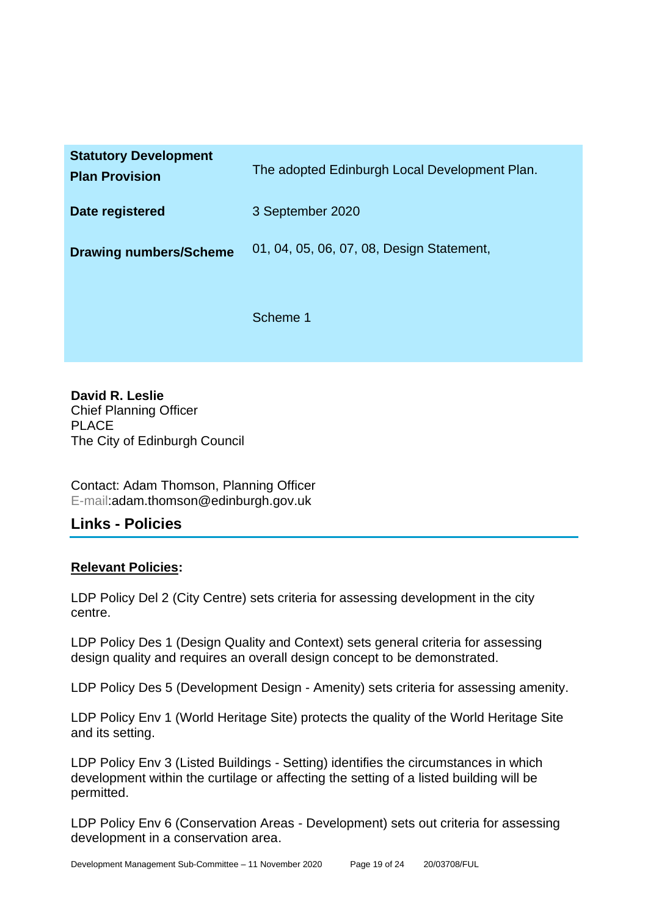| **Statutory Development Plan Provision** | The adopted Edinburgh Local Development Plan. |
| --- | --- |
| **Date registered** | 3 September 2020 |
| **Drawing numbers/Scheme** | 01, 04, 05, 06, 07, 08, Design Statement,<br><br>Scheme 1 |

**David R. Leslie**
Chief Planning Officer
PLACE
The City of Edinburgh Council

Contact: Adam Thomson, Planning Officer
E-mail:adam.thomson@edinburgh.gov.uk

## Links - Policies

**Relevant Policies:**

LDP Policy Del 2 (City Centre) sets criteria for assessing development in the city centre.

LDP Policy Des 1 (Design Quality and Context) sets general criteria for assessing design quality and requires an overall design concept to be demonstrated.

LDP Policy Des 5 (Development Design - Amenity) sets criteria for assessing amenity.

LDP Policy Env 1 (World Heritage Site) protects the quality of the World Heritage Site and its setting.

LDP Policy Env 3 (Listed Buildings - Setting) identifies the circumstances in which development within the curtilage or affecting the setting of a listed building will be permitted.

LDP Policy Env 6 (Conservation Areas - Development) sets out criteria for assessing development in a conservation area.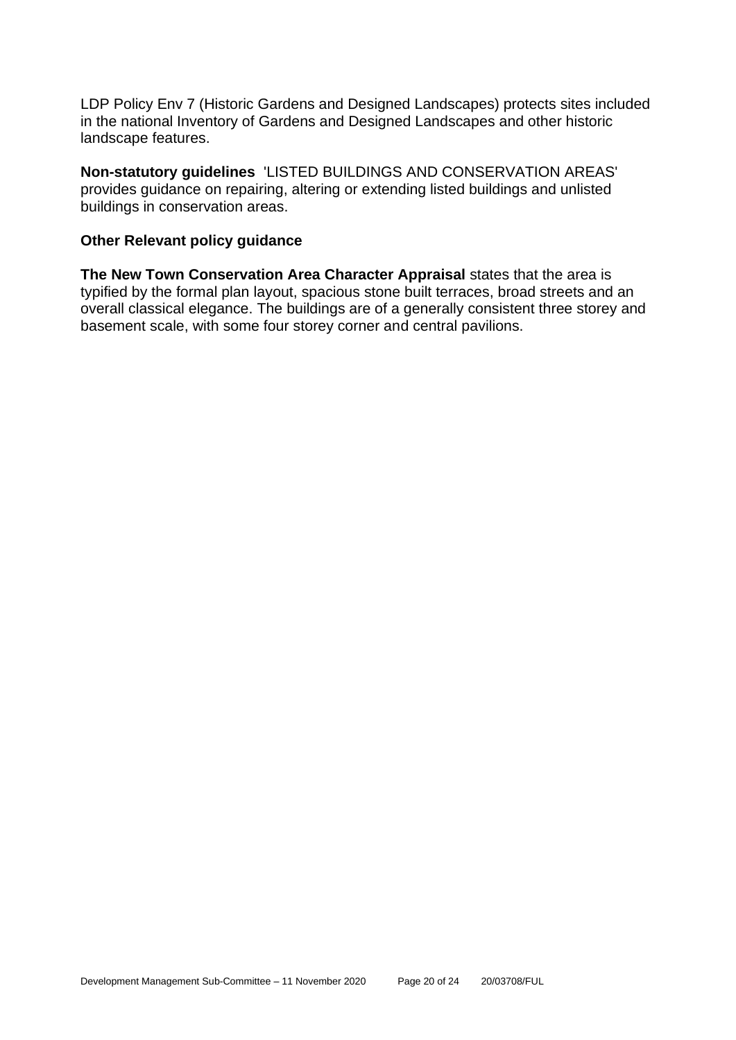LDP Policy Env 7 (Historic Gardens and Designed Landscapes) protects sites included in the national Inventory of Gardens and Designed Landscapes and other historic landscape features.

**Non-statutory guidelines** 'LISTED BUILDINGS AND CONSERVATION AREAS' provides guidance on repairing, altering or extending listed buildings and unlisted buildings in conservation areas.

**Other Relevant policy guidance**

**The New Town Conservation Area Character Appraisal** states that the area is typified by the formal plan layout, spacious stone built terraces, broad streets and an overall classical elegance. The buildings are of a generally consistent three storey and basement scale, with some four storey corner and central pavilions.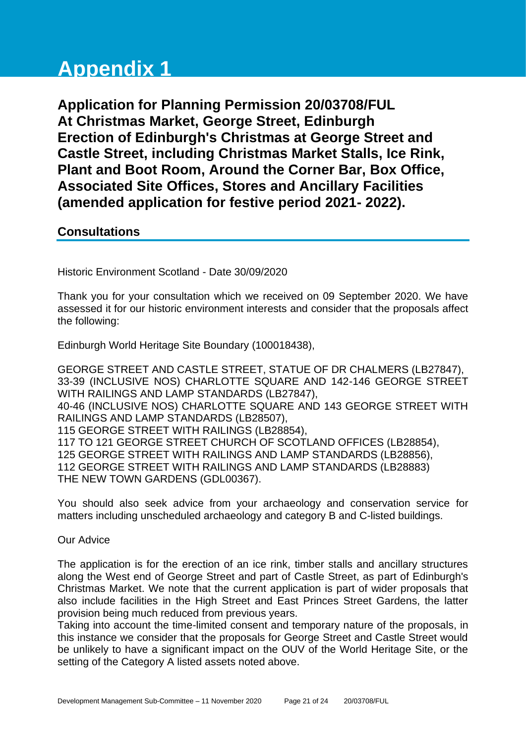# Appendix 1

**Application for Planning Permission 20/03708/FUL**
**At Christmas Market, George Street, Edinburgh**
**Erection of Edinburgh's Christmas at George Street and Castle Street, including Christmas Market Stalls, Ice Rink, Plant and Boot Room, Around the Corner Bar, Box Office, Associated Site Offices, Stores and Ancillary Facilities (amended application for festive period 2021- 2022).**

## Consultations

Historic Environment Scotland - Date 30/09/2020

Thank you for your consultation which we received on 09 September 2020. We have assessed it for our historic environment interests and consider that the proposals affect the following:

Edinburgh World Heritage Site Boundary (100018438),

GEORGE STREET AND CASTLE STREET, STATUE OF DR CHALMERS (LB27847),
33-39 (INCLUSIVE NOS) CHARLOTTE SQUARE AND 142-146 GEORGE STREET WITH RAILINGS AND LAMP STANDARDS (LB27847),
40-46 (INCLUSIVE NOS) CHARLOTTE SQUARE AND 143 GEORGE STREET WITH RAILINGS AND LAMP STANDARDS (LB28507),
115 GEORGE STREET WITH RAILINGS (LB28854),
117 TO 121 GEORGE STREET CHURCH OF SCOTLAND OFFICES (LB28854),
125 GEORGE STREET WITH RAILINGS AND LAMP STANDARDS (LB28856),
112 GEORGE STREET WITH RAILINGS AND LAMP STANDARDS (LB28883)
THE NEW TOWN GARDENS (GDL00367).

You should also seek advice from your archaeology and conservation service for matters including unscheduled archaeology and category B and C-listed buildings.

Our Advice

The application is for the erection of an ice rink, timber stalls and ancillary structures along the West end of George Street and part of Castle Street, as part of Edinburgh's Christmas Market. We note that the current application is part of wider proposals that also include facilities in the High Street and East Princes Street Gardens, the latter provision being much reduced from previous years.
Taking into account the time-limited consent and temporary nature of the proposals, in this instance we consider that the proposals for George Street and Castle Street would be unlikely to have a significant impact on the OUV of the World Heritage Site, or the setting of the Category A listed assets noted above.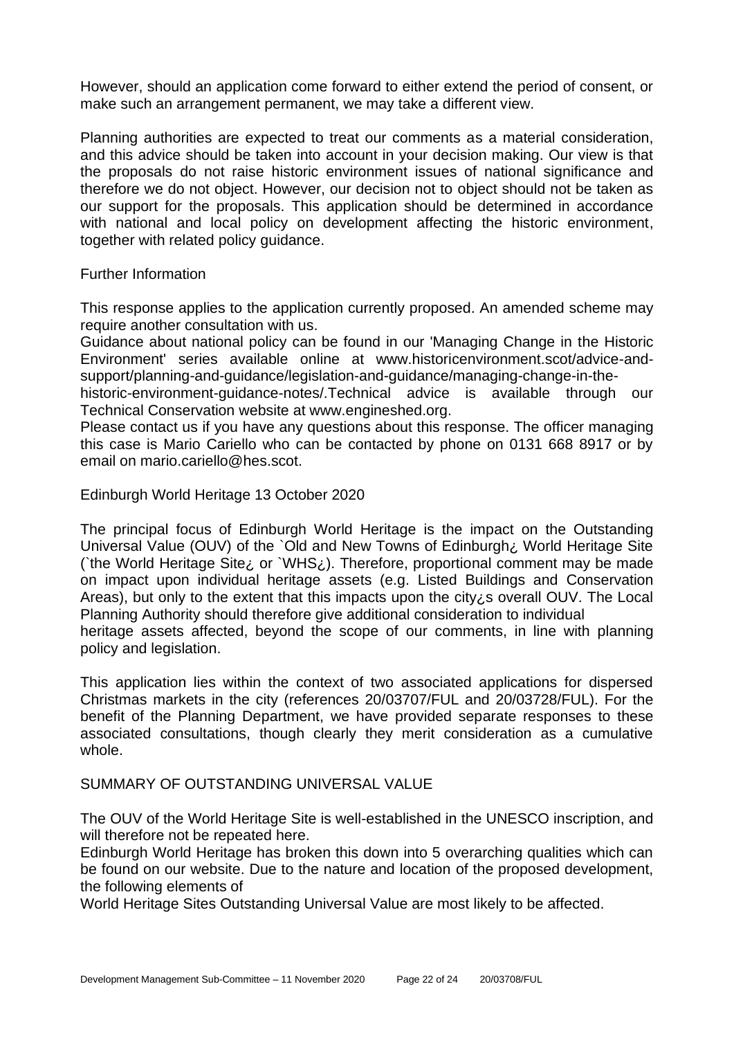However, should an application come forward to either extend the period of consent, or make such an arrangement permanent, we may take a different view.

Planning authorities are expected to treat our comments as a material consideration, and this advice should be taken into account in your decision making. Our view is that the proposals do not raise historic environment issues of national significance and therefore we do not object. However, our decision not to object should not be taken as our support for the proposals. This application should be determined in accordance with national and local policy on development affecting the historic environment, together with related policy guidance.

Further Information

This response applies to the application currently proposed. An amended scheme may require another consultation with us.
Guidance about national policy can be found in our 'Managing Change in the Historic Environment' series available online at www.historicenvironment.scot/advice-and-support/planning-and-guidance/legislation-and-guidance/managing-change-in-the-historic-environment-guidance-notes/.Technical advice is available through our Technical Conservation website at www.engineshed.org.
Please contact us if you have any questions about this response. The officer managing this case is Mario Cariello who can be contacted by phone on 0131 668 8917 or by email on mario.cariello@hes.scot.

Edinburgh World Heritage 13 October 2020

The principal focus of Edinburgh World Heritage is the impact on the Outstanding Universal Value (OUV) of the `Old and New Towns of Edinburgh¿ World Heritage Site (`the World Heritage Site¿ or `WHS¿). Therefore, proportional comment may be made on impact upon individual heritage assets (e.g. Listed Buildings and Conservation Areas), but only to the extent that this impacts upon the city¿s overall OUV. The Local Planning Authority should therefore give additional consideration to individual heritage assets affected, beyond the scope of our comments, in line with planning policy and legislation.

This application lies within the context of two associated applications for dispersed Christmas markets in the city (references 20/03707/FUL and 20/03728/FUL). For the benefit of the Planning Department, we have provided separate responses to these associated consultations, though clearly they merit consideration as a cumulative whole.

SUMMARY OF OUTSTANDING UNIVERSAL VALUE

The OUV of the World Heritage Site is well-established in the UNESCO inscription, and will therefore not be repeated here.
Edinburgh World Heritage has broken this down into 5 overarching qualities which can be found on our website. Due to the nature and location of the proposed development, the following elements of World Heritage Sites Outstanding Universal Value are most likely to be affected.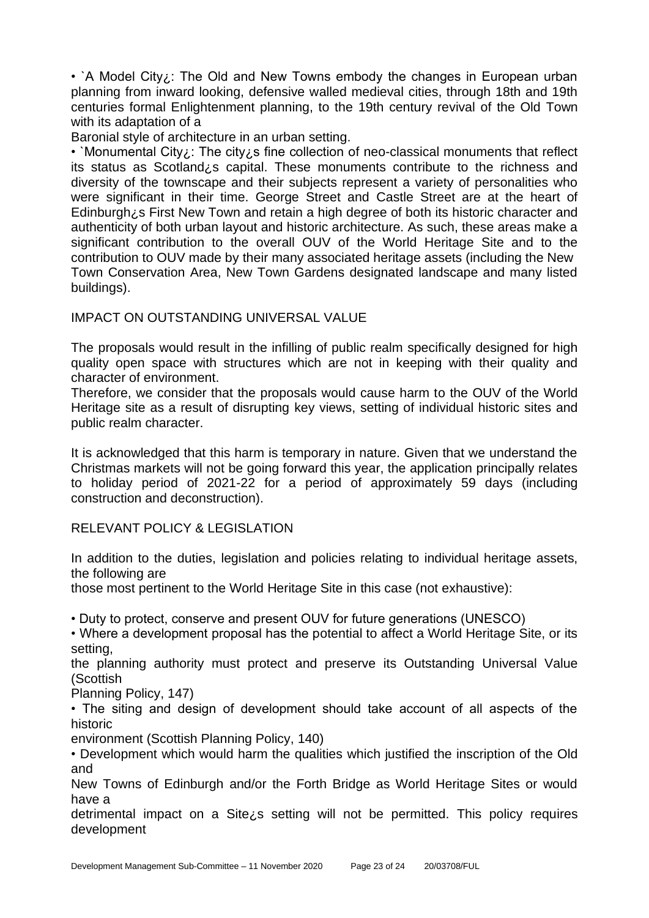• `A Model City¿: The Old and New Towns embody the changes in European urban planning from inward looking, defensive walled medieval cities, through 18th and 19th centuries formal Enlightenment planning, to the 19th century revival of the Old Town with its adaptation of a Baronial style of architecture in an urban setting.

• `Monumental City¿: The city¿s fine collection of neo-classical monuments that reflect its status as Scotland¿s capital. These monuments contribute to the richness and diversity of the townscape and their subjects represent a variety of personalities who were significant in their time. George Street and Castle Street are at the heart of Edinburgh¿s First New Town and retain a high degree of both its historic character and authenticity of both urban layout and historic architecture. As such, these areas make a significant contribution to the overall OUV of the World Heritage Site and to the contribution to OUV made by their many associated heritage assets (including the New Town Conservation Area, New Town Gardens designated landscape and many listed buildings).

## IMPACT ON OUTSTANDING UNIVERSAL VALUE

The proposals would result in the infilling of public realm specifically designed for high quality open space with structures which are not in keeping with their quality and character of environment.

Therefore, we consider that the proposals would cause harm to the OUV of the World Heritage site as a result of disrupting key views, setting of individual historic sites and public realm character.

It is acknowledged that this harm is temporary in nature. Given that we understand the Christmas markets will not be going forward this year, the application principally relates to holiday period of 2021-22 for a period of approximately 59 days (including construction and deconstruction).

## RELEVANT POLICY & LEGISLATION

In addition to the duties, legislation and policies relating to individual heritage assets, the following are those most pertinent to the World Heritage Site in this case (not exhaustive):

• Duty to protect, conserve and present OUV for future generations (UNESCO)

• Where a development proposal has the potential to affect a World Heritage Site, or its setting, the planning authority must protect and preserve its Outstanding Universal Value (Scottish Planning Policy, 147)

• The siting and design of development should take account of all aspects of the historic environment (Scottish Planning Policy, 140)

• Development which would harm the qualities which justified the inscription of the Old and New Towns of Edinburgh and/or the Forth Bridge as World Heritage Sites or would have a detrimental impact on a Site¿s setting will not be permitted. This policy requires development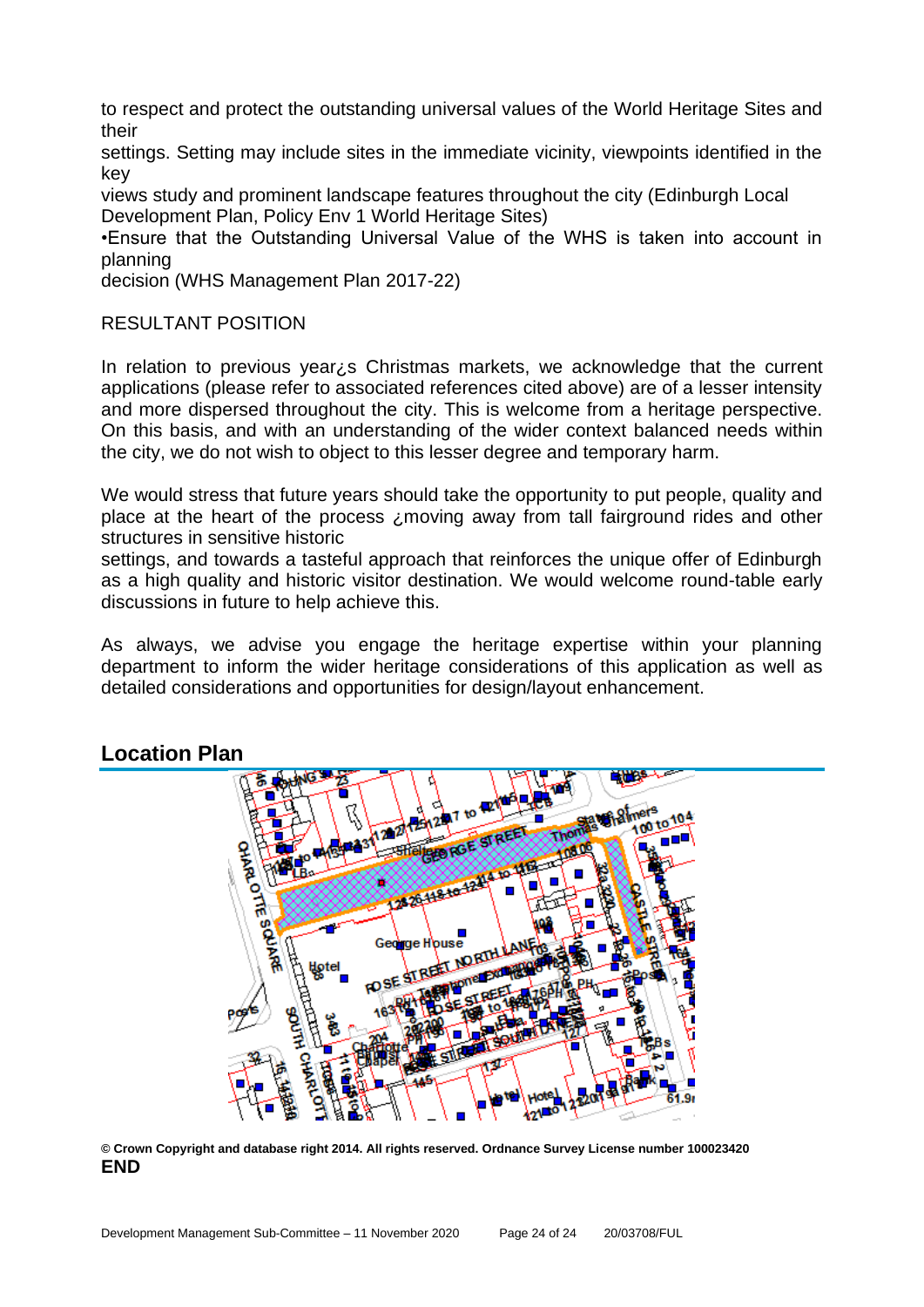to respect and protect the outstanding universal values of the World Heritage Sites and their
settings. Setting may include sites in the immediate vicinity, viewpoints identified in the key
views study and prominent landscape features throughout the city (Edinburgh Local Development Plan, Policy Env 1 World Heritage Sites)
•Ensure that the Outstanding Universal Value of the WHS is taken into account in planning
decision (WHS Management Plan 2017-22)

RESULTANT POSITION

In relation to previous year¿s Christmas markets, we acknowledge that the current applications (please refer to associated references cited above) are of a lesser intensity and more dispersed throughout the city. This is welcome from a heritage perspective. On this basis, and with an understanding of the wider context balanced needs within the city, we do not wish to object to this lesser degree and temporary harm.

We would stress that future years should take the opportunity to put people, quality and place at the heart of the process ¿moving away from tall fairground rides and other structures in sensitive historic
settings, and towards a tasteful approach that reinforces the unique offer of Edinburgh as a high quality and historic visitor destination. We would welcome round-table early discussions in future to help achieve this.

As always, we advise you engage the heritage expertise within your planning department to inform the wider heritage considerations of this application as well as detailed considerations and opportunities for design/layout enhancement.

## Location Plan

**© Crown Copyright and database right 2014. All rights reserved. Ordnance Survey License number 100023420**

**END**